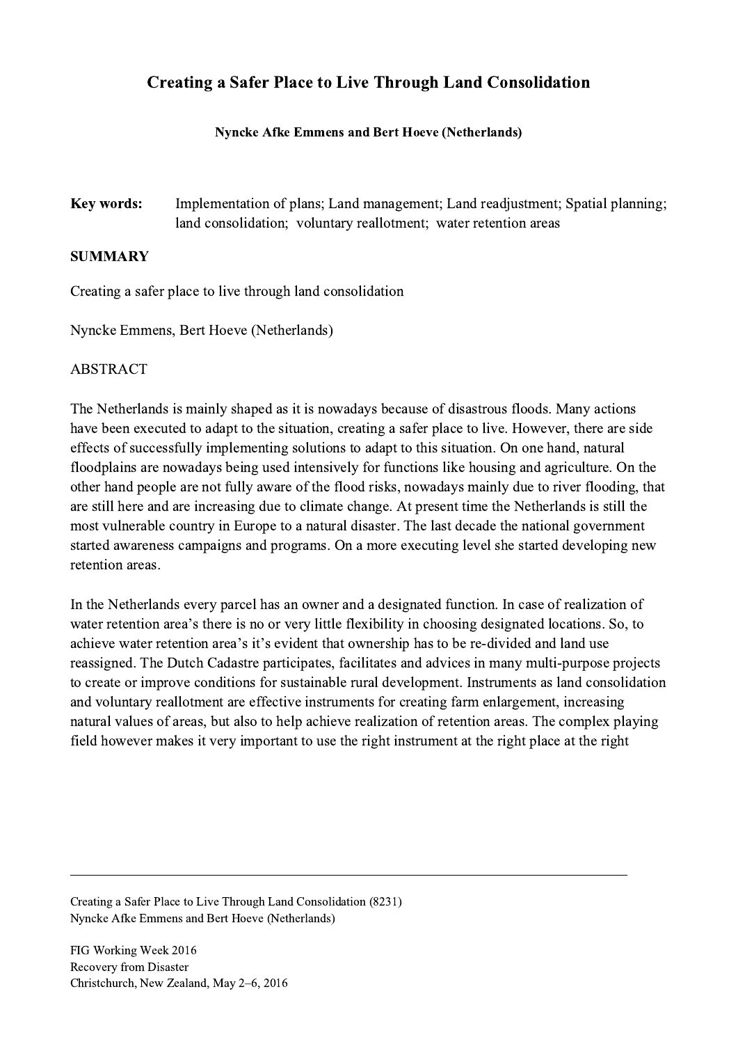# Creating a Safer Place to Live Through Land Consolidation

**Nyncke Afke Emmens and Bert Hoeve (Netherlands)**

**Key words:** Implementation of plans; Land management; Land readjustment; Spatial planning; land consolidation; voluntary reallotment; water retention areas

## SUMMARY

Creating a safer place to live through land consolidation

Nyncke Emmens, Bert Hoeve (Netherlands)

ABSTRACT

The Netherlands is mainly shaped as it is nowadays because of disastrous floods. Many actions have been executed to adapt to the situation, creating a safer place to live. However, there are side effects of successfully implementing solutions to adapt to this situation. On one hand, natural floodplains are nowadays being used intensively for functions like housing and agriculture. On the other hand people are not fully aware of the flood risks, nowadays mainly due to river flooding, that are still here and are increasing due to climate change. At present time the Netherlands is still the most vulnerable country in Europe to a natural disaster. The last decade the national government started awareness campaigns and programs. On a more executing level she started developing new retention areas.

In the Netherlands every parcel has an owner and a designated function. In case of realization of water retention area's there is no or very little flexibility in choosing designated locations. So, to achieve water retention area's it's evident that ownership has to be re-divided and land use reassigned. The Dutch Cadastre participates, facilitates and advices in many multi-purpose projects to create or improve conditions for sustainable rural development. Instruments as land consolidation and voluntary reallotment are effective instruments for creating farm enlargement, increasing natural values of areas, but also to help achieve realization of retention areas. The complex playing field however makes it very important to use the right instrument at the right place at the right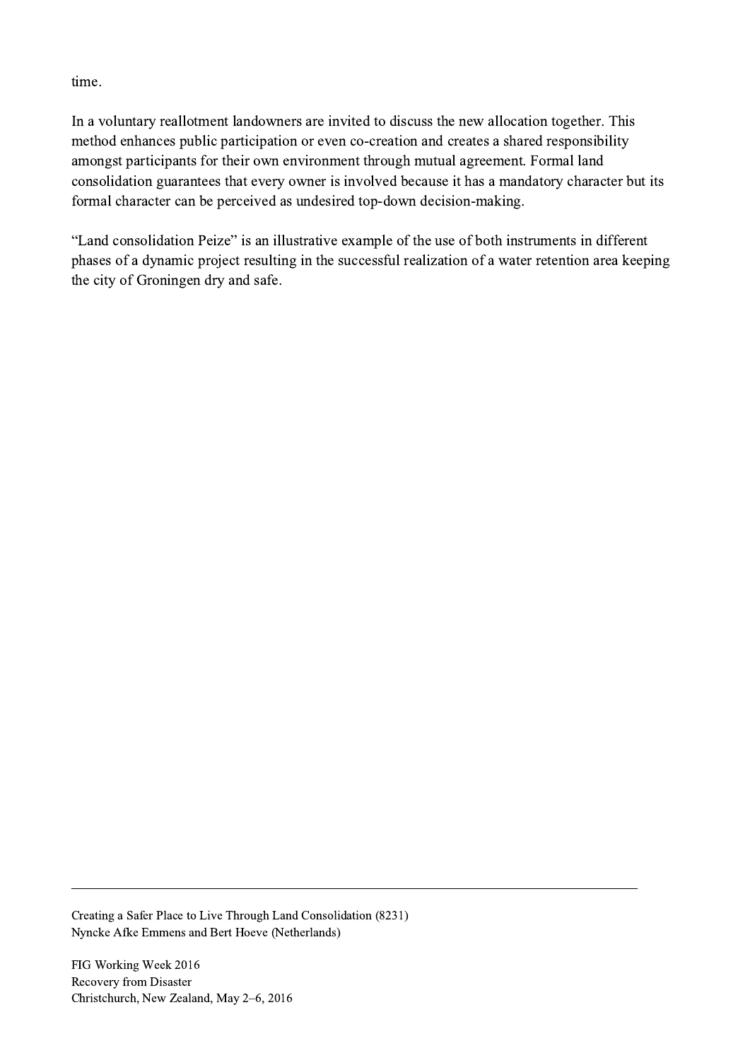time.

In a voluntary reallotment landowners are invited to discuss the new allocation together. This method enhances public participation or even co-creation and creates a shared responsibility amongst participants for their own environment through mutual agreement. Formal land consolidation guarantees that every owner is involved because it has a mandatory character but its formal character can be perceived as undesired top-down decision-making.

"Land consolidation Peize" is an illustrative example of the use of both instruments in different phases of a dynamic project resulting in the successful realization of a water retention area keeping the city of Groningen dry and safe.